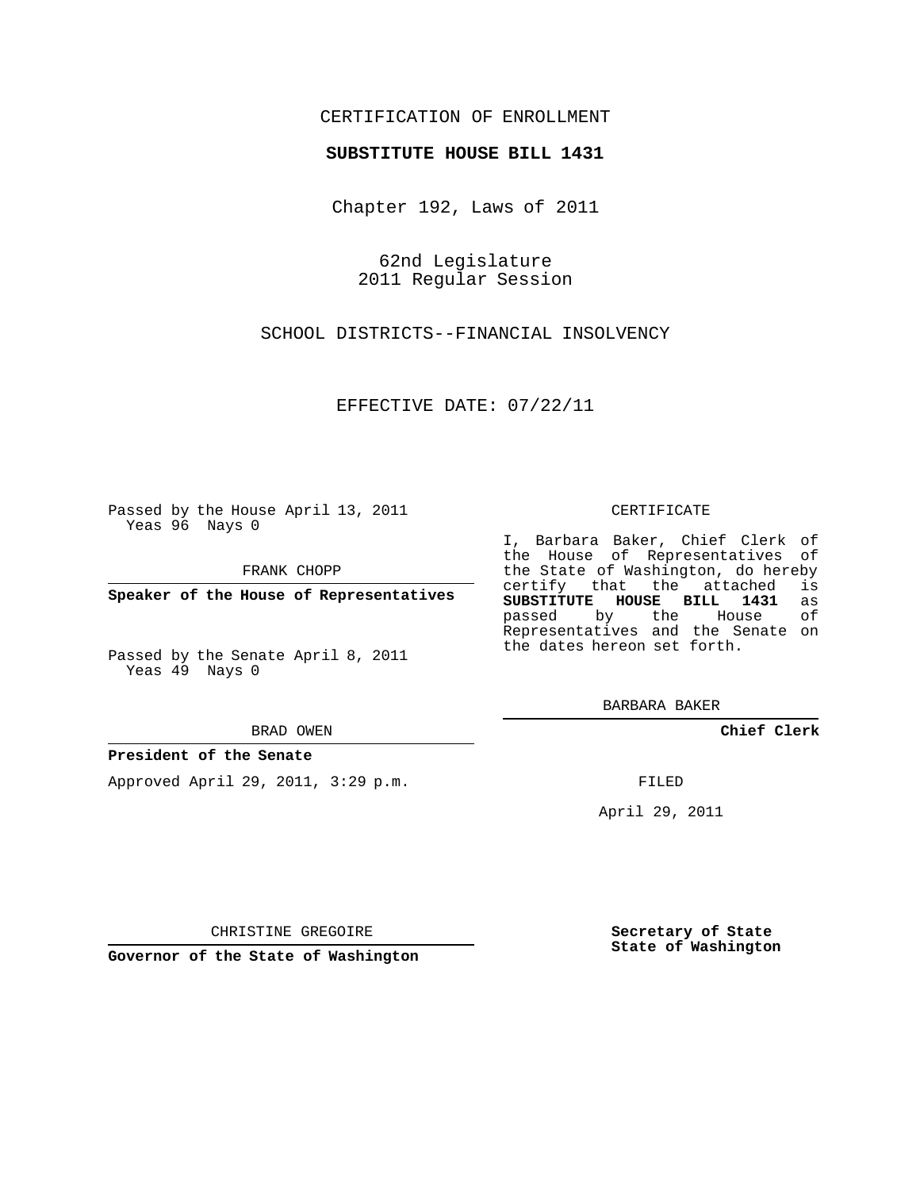CERTIFICATION OF ENROLLMENT

**SUBSTITUTE HOUSE BILL 1431**

Chapter 192, Laws of 2011

62nd Legislature
2011 Regular Session

SCHOOL DISTRICTS--FINANCIAL INSOLVENCY

EFFECTIVE DATE: 07/22/11

Passed by the House April 13, 2011
Yeas 96 Nays 0

FRANK CHOPP

**Speaker of the House of Representatives**

Passed by the Senate April 8, 2011
Yeas 49 Nays 0

BRAD OWEN

**President of the Senate**

Approved April 29, 2011, 3:29 p.m.

CHRISTINE GREGOIRE

**Governor of the State of Washington**

CERTIFICATE

I, Barbara Baker, Chief Clerk of the House of Representatives of the State of Washington, do hereby certify that the attached is **SUBSTITUTE HOUSE BILL 1431** as passed by the House of Representatives and the Senate on the dates hereon set forth.

BARBARA BAKER

**Chief Clerk**

FILED

April 29, 2011

**Secretary of State**
**State of Washington**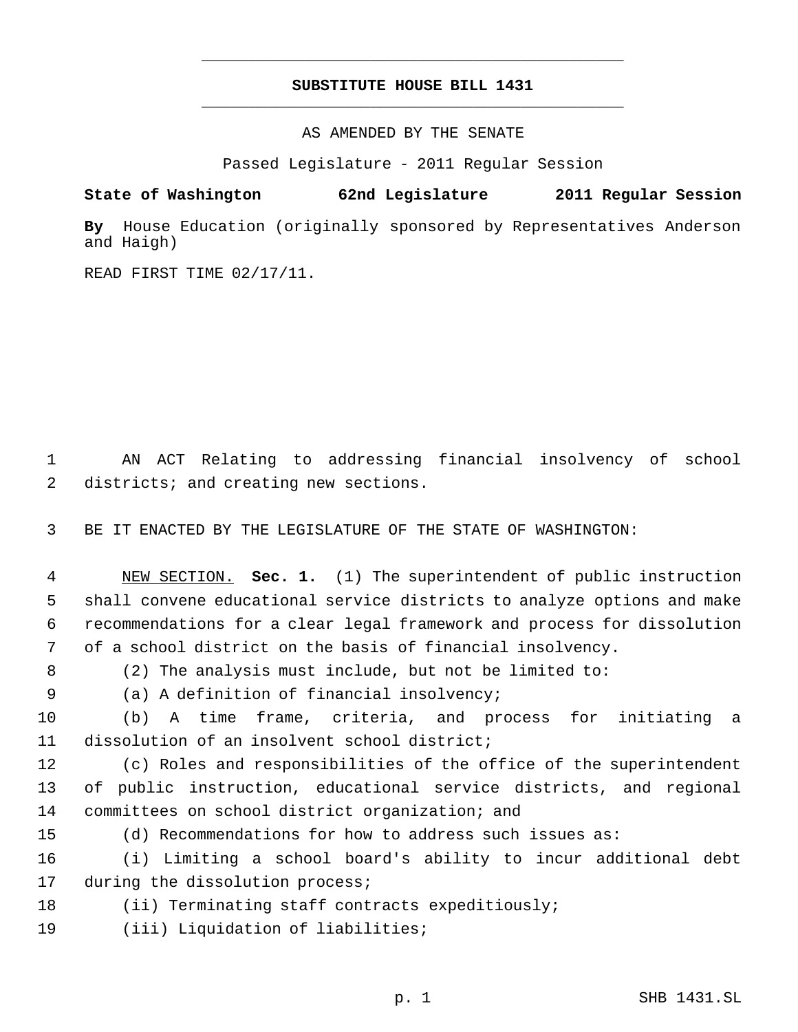# SUBSTITUTE HOUSE BILL 1431

AS AMENDED BY THE SENATE

Passed Legislature - 2011 Regular Session

**State of Washington 62nd Legislature 2011 Regular Session**

**By** House Education (originally sponsored by Representatives Anderson and Haigh)

READ FIRST TIME 02/17/11.

AN ACT Relating to addressing financial insolvency of school districts; and creating new sections.

BE IT ENACTED BY THE LEGISLATURE OF THE STATE OF WASHINGTON:

NEW SECTION. **Sec. 1.** (1) The superintendent of public instruction shall convene educational service districts to analyze options and make recommendations for a clear legal framework and process for dissolution of a school district on the basis of financial insolvency.

(2) The analysis must include, but not be limited to:

(a) A definition of financial insolvency;

(b) A time frame, criteria, and process for initiating a dissolution of an insolvent school district;

(c) Roles and responsibilities of the office of the superintendent of public instruction, educational service districts, and regional committees on school district organization; and

(d) Recommendations for how to address such issues as:

(i) Limiting a school board's ability to incur additional debt during the dissolution process;

(ii) Terminating staff contracts expeditiously;

(iii) Liquidation of liabilities;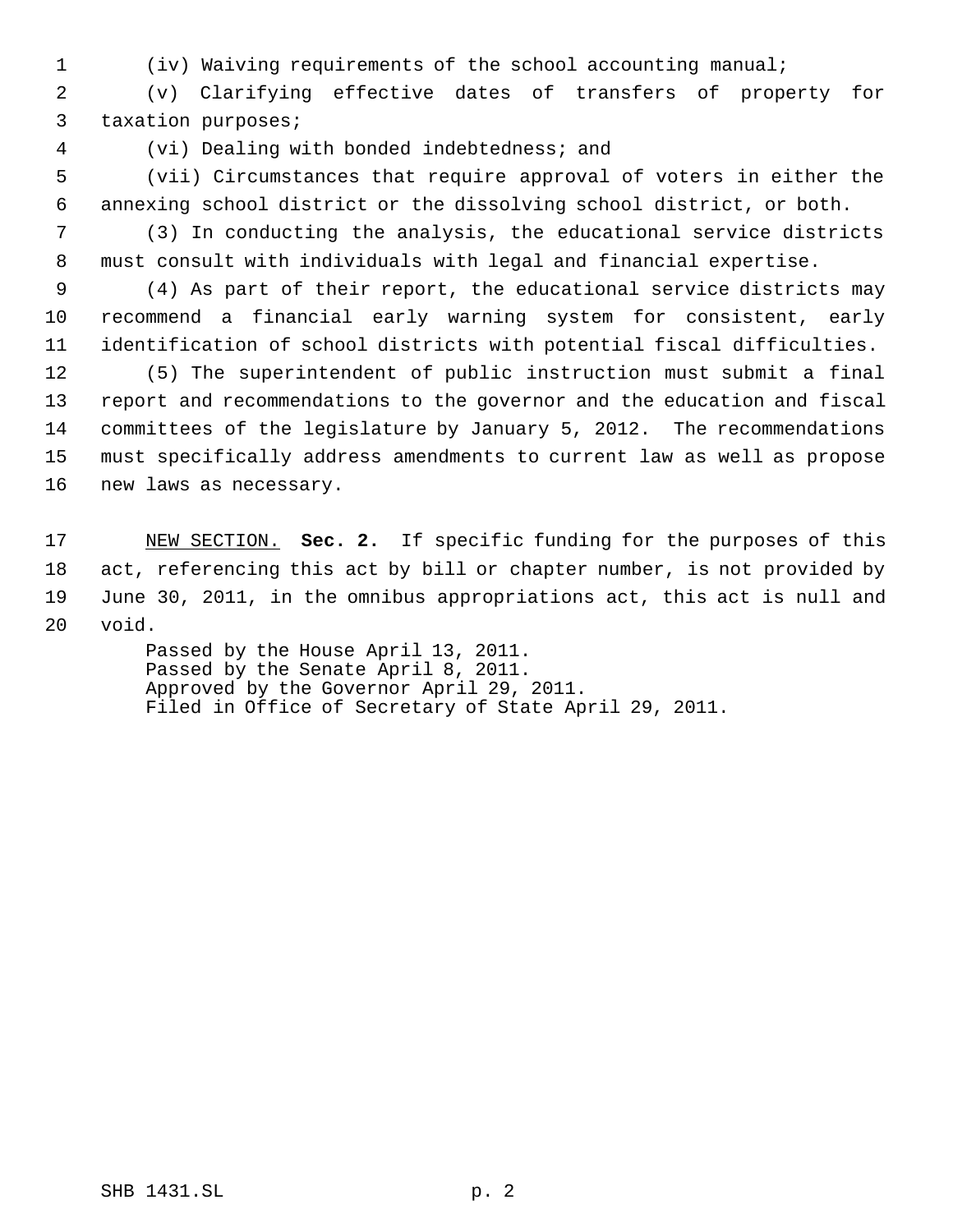(iv) Waiving requirements of the school accounting manual;

(v) Clarifying effective dates of transfers of property for taxation purposes;

(vi) Dealing with bonded indebtedness; and

(vii) Circumstances that require approval of voters in either the annexing school district or the dissolving school district, or both.

(3) In conducting the analysis, the educational service districts must consult with individuals with legal and financial expertise.

(4) As part of their report, the educational service districts may recommend a financial early warning system for consistent, early identification of school districts with potential fiscal difficulties.

(5) The superintendent of public instruction must submit a final report and recommendations to the governor and the education and fiscal committees of the legislature by January 5, 2012. The recommendations must specifically address amendments to current law as well as propose new laws as necessary.

NEW SECTION. **Sec. 2.** If specific funding for the purposes of this act, referencing this act by bill or chapter number, is not provided by June 30, 2011, in the omnibus appropriations act, this act is null and void.

Passed by the House April 13, 2011.
Passed by the Senate April 8, 2011.
Approved by the Governor April 29, 2011.
Filed in Office of Secretary of State April 29, 2011.